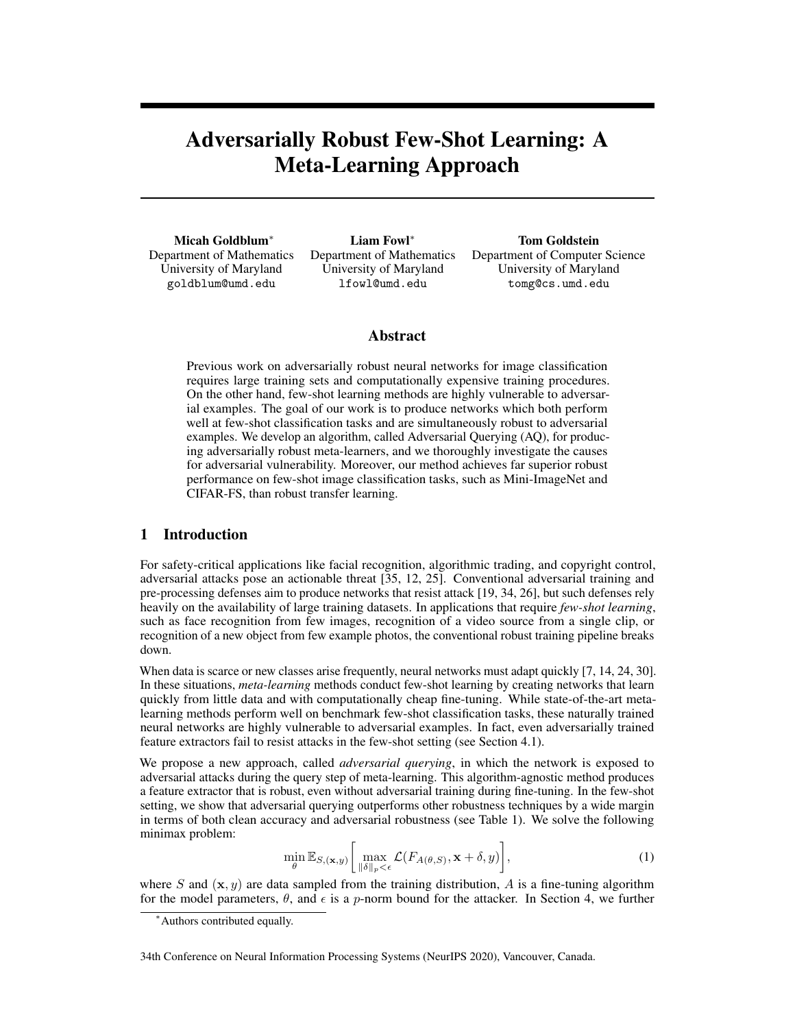# Adversarially Robust Few-Shot Learning: A Meta-Learning Approach

**Micah Goldblum***
Department of Mathematics
University of Maryland
goldblum@umd.edu

**Liam Fowl***
Department of Mathematics
University of Maryland
lfowl@umd.edu

**Tom Goldstein**
Department of Computer Science
University of Maryland
tomg@cs.umd.edu

## Abstract

Previous work on adversarially robust neural networks for image classification requires large training sets and computationally expensive training procedures. On the other hand, few-shot learning methods are highly vulnerable to adversarial examples. The goal of our work is to produce networks which both perform well at few-shot classification tasks and are simultaneously robust to adversarial examples. We develop an algorithm, called Adversarial Querying (AQ), for producing adversarially robust meta-learners, and we thoroughly investigate the causes for adversarial vulnerability. Moreover, our method achieves far superior robust performance on few-shot image classification tasks, such as Mini-ImageNet and CIFAR-FS, than robust transfer learning.

## 1 Introduction

For safety-critical applications like facial recognition, algorithmic trading, and copyright control, adversarial attacks pose an actionable threat [35, 12, 25]. Conventional adversarial training and pre-processing defenses aim to produce networks that resist attack [19, 34, 26], but such defenses rely heavily on the availability of large training datasets. In applications that require *few-shot learning*, such as face recognition from few images, recognition of a video source from a single clip, or recognition of a new object from few example photos, the conventional robust training pipeline breaks down.

When data is scarce or new classes arise frequently, neural networks must adapt quickly [7, 14, 24, 30]. In these situations, *meta-learning* methods conduct few-shot learning by creating networks that learn quickly from little data and with computationally cheap fine-tuning. While state-of-the-art meta-learning methods perform well on benchmark few-shot classification tasks, these naturally trained neural networks are highly vulnerable to adversarial examples. In fact, even adversarially trained feature extractors fail to resist attacks in the few-shot setting (see Section 4.1).

We propose a new approach, called *adversarial querying*, in which the network is exposed to adversarial attacks during the query step of meta-learning. This algorithm-agnostic method produces a feature extractor that is robust, even without adversarial training during fine-tuning. In the few-shot setting, we show that adversarial querying outperforms other robustness techniques by a wide margin in terms of both clean accuracy and adversarial robustness (see Table 1). We solve the following minimax problem:

$$\min_{\theta} \mathbb{E}_{S,(\mathbf{x},y)} \left[ \max_{\|\delta\|_p < \epsilon} \mathcal{L}(F_{A(\theta,S)}, \mathbf{x} + \delta, y) \right], \tag{1}$$

where $S$ and $(\mathbf{x}, y)$ are data sampled from the training distribution, $A$ is a fine-tuning algorithm for the model parameters, $\theta$, and $\epsilon$ is a $p$-norm bound for the attacker. In Section 4, we further

*Authors contributed equally.

34th Conference on Neural Information Processing Systems (NeurIPS 2020), Vancouver, Canada.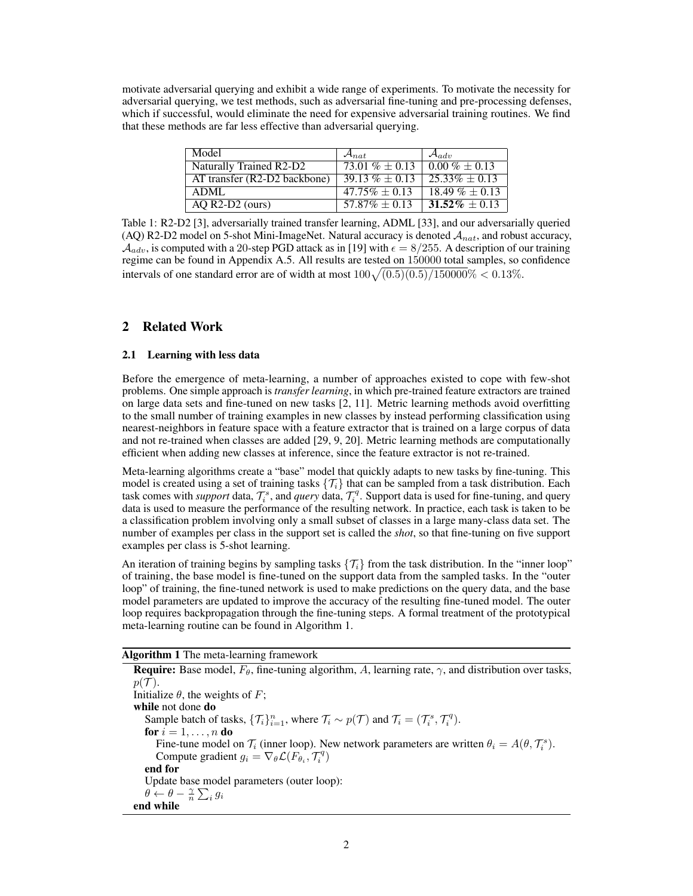motivate adversarial querying and exhibit a wide range of experiments. To motivate the necessity for adversarial querying, we test methods, such as adversarial fine-tuning and pre-processing defenses, which if successful, would eliminate the need for expensive adversarial training routines. We find that these methods are far less effective than adversarial querying.

| Model | $\mathcal{A}_{nat}$ | $\mathcal{A}_{adv}$ |
|---|---|---|
| Naturally Trained R2-D2 | 73.01 % $\pm$ 0.13 | 0.00 % $\pm$ 0.13 |
| AT transfer (R2-D2 backbone) | 39.13 % $\pm$ 0.13 | 25.33% $\pm$ 0.13 |
| ADML | 47.75% $\pm$ 0.13 | 18.49 % $\pm$ 0.13 |
| AQ R2-D2 (ours) | 57.87% $\pm$ 0.13 | **31.52%** $\pm$ 0.13 |

Table 1: R2-D2 [3], adversarially trained transfer learning, ADML [33], and our adversarially queried (AQ) R2-D2 model on 5-shot Mini-ImageNet. Natural accuracy is denoted $\mathcal{A}_{nat}$, and robust accuracy, $\mathcal{A}_{adv}$, is computed with a 20-step PGD attack as in [19] with $\epsilon = 8/255$. A description of our training regime can be found in Appendix A.5. All results are tested on 150000 total samples, so confidence intervals of one standard error are of width at most $100\sqrt{(0.5)(0.5)/150000}\% < 0.13\%$.

## 2 Related Work

### 2.1 Learning with less data

Before the emergence of meta-learning, a number of approaches existed to cope with few-shot problems. One simple approach is *transfer learning*, in which pre-trained feature extractors are trained on large data sets and fine-tuned on new tasks [2, 11]. Metric learning methods avoid overfitting to the small number of training examples in new classes by instead performing classification using nearest-neighbors in feature space with a feature extractor that is trained on a large corpus of data and not re-trained when classes are added [29, 9, 20]. Metric learning methods are computationally efficient when adding new classes at inference, since the feature extractor is not re-trained.

Meta-learning algorithms create a "base" model that quickly adapts to new tasks by fine-tuning. This model is created using a set of training tasks $\{\mathcal{T}_i\}$ that can be sampled from a task distribution. Each task comes with *support* data, $\mathcal{T}_i^s$, and *query* data, $\mathcal{T}_i^q$. Support data is used for fine-tuning, and query data is used to measure the performance of the resulting network. In practice, each task is taken to be a classification problem involving only a small subset of classes in a large many-class data set. The number of examples per class in the support set is called the *shot*, so that fine-tuning on five support examples per class is 5-shot learning.

An iteration of training begins by sampling tasks $\{\mathcal{T}_i\}$ from the task distribution. In the "inner loop" of training, the base model is fine-tuned on the support data from the sampled tasks. In the "outer loop" of training, the fine-tuned network is used to make predictions on the query data, and the base model parameters are updated to improve the accuracy of the resulting fine-tuned model. The outer loop requires backpropagation through the fine-tuning steps. A formal treatment of the prototypical meta-learning routine can be found in Algorithm 1.

**Algorithm 1** The meta-learning framework

**Require:** Base model, $F_\theta$, fine-tuning algorithm, $A$, learning rate, $\gamma$, and distribution over tasks, $p(\mathcal{T})$.
Initialize $\theta$, the weights of $F$;
**while** not done **do**
  Sample batch of tasks, $\{\mathcal{T}_i\}_{i=1}^n$, where $\mathcal{T}_i \sim p(\mathcal{T})$ and $\mathcal{T}_i = (\mathcal{T}_i^s, \mathcal{T}_i^q)$.
  **for** $i = 1, \dots, n$ **do**
    Fine-tune model on $\mathcal{T}_i$ (inner loop). New network parameters are written $\theta_i = A(\theta, \mathcal{T}_i^s)$.
    Compute gradient $g_i = \nabla_\theta \mathcal{L}(F_{\theta_i}, \mathcal{T}_i^q)$
  **end for**
  Update base model parameters (outer loop):
  $\theta \leftarrow \theta - \frac{\gamma}{n} \sum_i g_i$
**end while**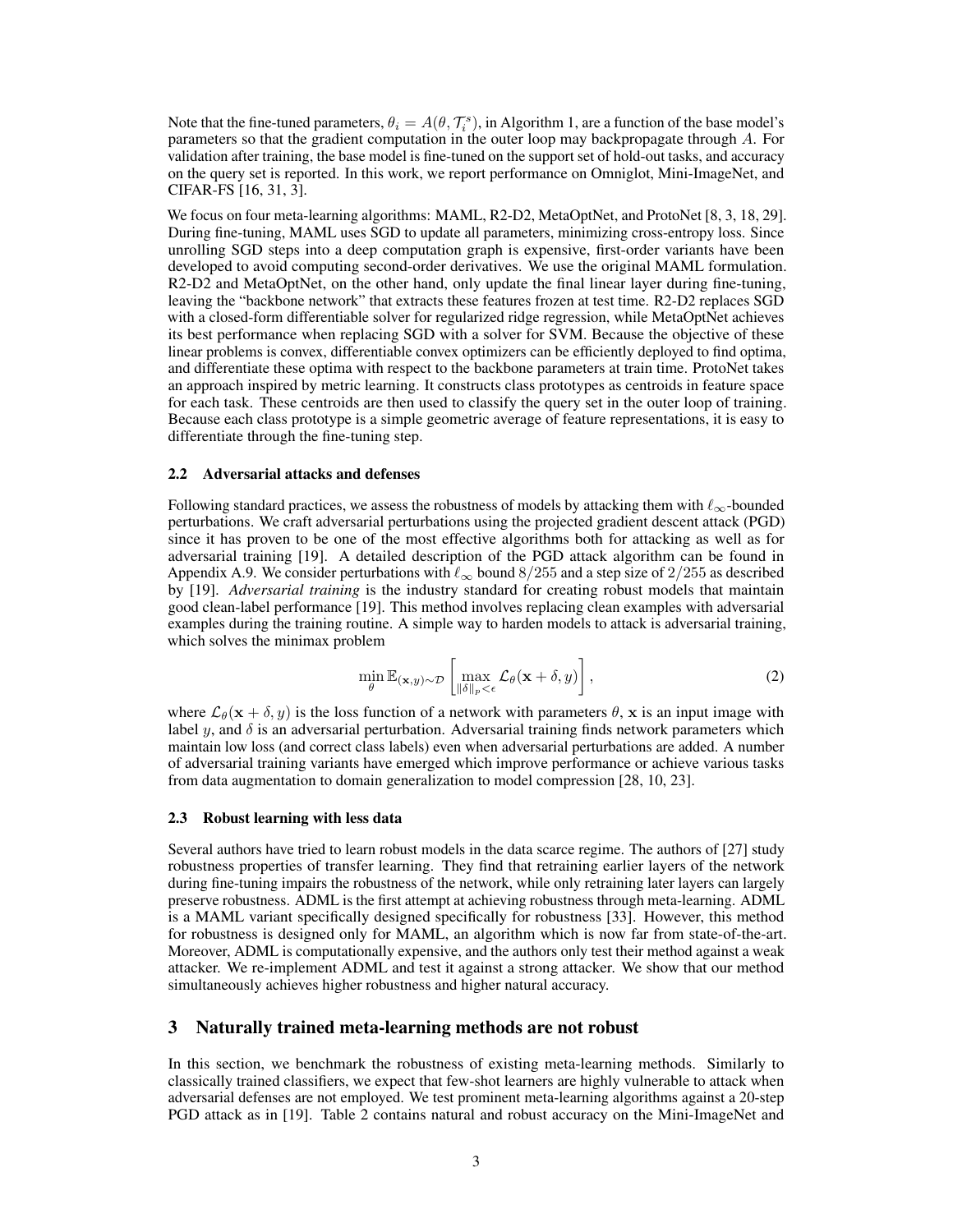Note that the fine-tuned parameters, $\theta_i = A(\theta, \mathcal{T}_i^s)$, in Algorithm 1, are a function of the base model's parameters so that the gradient computation in the outer loop may backpropagate through $A$. For validation after training, the base model is fine-tuned on the support set of hold-out tasks, and accuracy on the query set is reported. In this work, we report performance on Omniglot, Mini-ImageNet, and CIFAR-FS [16, 31, 3].

We focus on four meta-learning algorithms: MAML, R2-D2, MetaOptNet, and ProtoNet [8, 3, 18, 29]. During fine-tuning, MAML uses SGD to update all parameters, minimizing cross-entropy loss. Since unrolling SGD steps into a deep computation graph is expensive, first-order variants have been developed to avoid computing second-order derivatives. We use the original MAML formulation. R2-D2 and MetaOptNet, on the other hand, only update the final linear layer during fine-tuning, leaving the "backbone network" that extracts these features frozen at test time. R2-D2 replaces SGD with a closed-form differentiable solver for regularized ridge regression, while MetaOptNet achieves its best performance when replacing SGD with a solver for SVM. Because the objective of these linear problems is convex, differentiable convex optimizers can be efficiently deployed to find optima, and differentiate these optima with respect to the backbone parameters at train time. ProtoNet takes an approach inspired by metric learning. It constructs class prototypes as centroids in feature space for each task. These centroids are then used to classify the query set in the outer loop of training. Because each class prototype is a simple geometric average of feature representations, it is easy to differentiate through the fine-tuning step.

### 2.2 Adversarial attacks and defenses

Following standard practices, we assess the robustness of models by attacking them with $\ell_\infty$-bounded perturbations. We craft adversarial perturbations using the projected gradient descent attack (PGD) since it has proven to be one of the most effective algorithms both for attacking as well as for adversarial training [19]. A detailed description of the PGD attack algorithm can be found in Appendix A.9. We consider perturbations with $\ell_\infty$ bound $8/255$ and a step size of $2/255$ as described by [19]. *Adversarial training* is the industry standard for creating robust models that maintain good clean-label performance [19]. This method involves replacing clean examples with adversarial examples during the training routine. A simple way to harden models to attack is adversarial training, which solves the minimax problem

$$\min_{\theta} \mathbb{E}_{(\mathbf{x},y)\sim\mathcal{D}} \left[ \max_{\|\delta\|_p<\epsilon} \mathcal{L}_\theta(\mathbf{x}+\delta, y) \right], \tag{2}$$

where $\mathcal{L}_\theta(\mathbf{x}+\delta, y)$ is the loss function of a network with parameters $\theta$, $\mathbf{x}$ is an input image with label $y$, and $\delta$ is an adversarial perturbation. Adversarial training finds network parameters which maintain low loss (and correct class labels) even when adversarial perturbations are added. A number of adversarial training variants have emerged which improve performance or achieve various tasks from data augmentation to domain generalization to model compression [28, 10, 23].

### 2.3 Robust learning with less data

Several authors have tried to learn robust models in the data scarce regime. The authors of [27] study robustness properties of transfer learning. They find that retraining earlier layers of the network during fine-tuning impairs the robustness of the network, while only retraining later layers can largely preserve robustness. ADML is the first attempt at achieving robustness through meta-learning. ADML is a MAML variant specifically designed specifically for robustness [33]. However, this method for robustness is designed only for MAML, an algorithm which is now far from state-of-the-art. Moreover, ADML is computationally expensive, and the authors only test their method against a weak attacker. We re-implement ADML and test it against a strong attacker. We show that our method simultaneously achieves higher robustness and higher natural accuracy.

## 3 Naturally trained meta-learning methods are not robust

In this section, we benchmark the robustness of existing meta-learning methods. Similarly to classically trained classifiers, we expect that few-shot learners are highly vulnerable to attack when adversarial defenses are not employed. We test prominent meta-learning algorithms against a 20-step PGD attack as in [19]. Table 2 contains natural and robust accuracy on the Mini-ImageNet and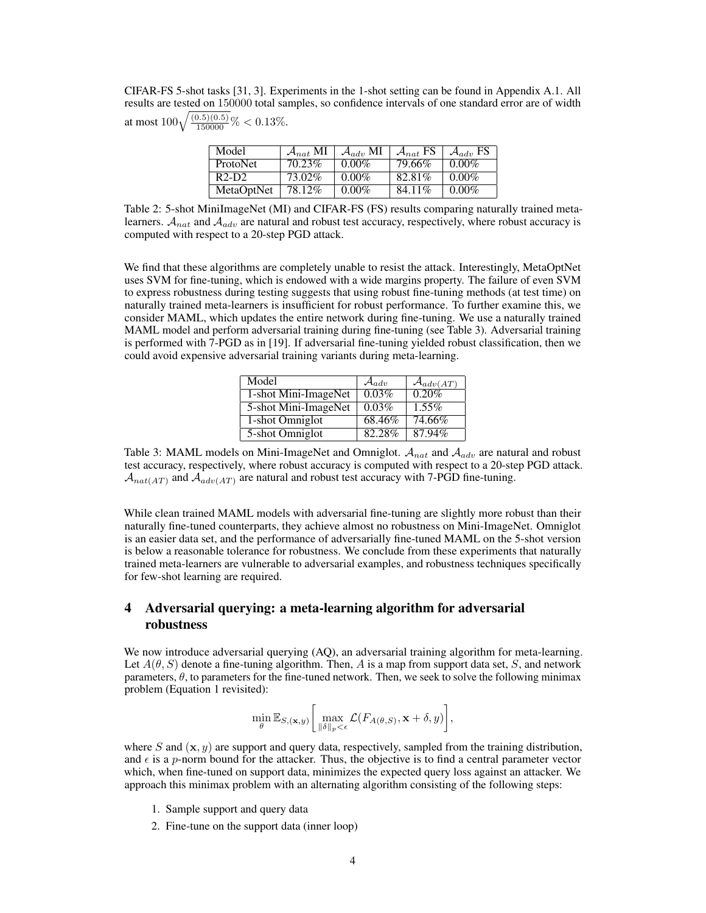CIFAR-FS 5-shot tasks [31, 3]. Experiments in the 1-shot setting can be found in Appendix A.1. All results are tested on 150000 total samples, so confidence intervals of one standard error are of width at most $100\sqrt{\frac{(0.5)(0.5)}{150000}}\% < 0.13\%$.

| Model | $\mathcal{A}_{nat}$ MI | $\mathcal{A}_{adv}$ MI | $\mathcal{A}_{nat}$ FS | $\mathcal{A}_{adv}$ FS |
|---|---|---|---|---|
| ProtoNet | 70.23% | 0.00% | 79.66% | 0.00% |
| R2-D2 | 73.02% | 0.00% | 82.81% | 0.00% |
| MetaOptNet | 78.12% | 0.00% | 84.11% | 0.00% |

Table 2: 5-shot MiniImageNet (MI) and CIFAR-FS (FS) results comparing naturally trained meta-learners. $\mathcal{A}_{nat}$ and $\mathcal{A}_{adv}$ are natural and robust test accuracy, respectively, where robust accuracy is computed with respect to a 20-step PGD attack.

We find that these algorithms are completely unable to resist the attack. Interestingly, MetaOptNet uses SVM for fine-tuning, which is endowed with a wide margins property. The failure of even SVM to express robustness during testing suggests that using robust fine-tuning methods (at test time) on naturally trained meta-learners is insufficient for robust performance. To further examine this, we consider MAML, which updates the entire network during fine-tuning. We use a naturally trained MAML model and perform adversarial training during fine-tuning (see Table 3). Adversarial training is performed with 7-PGD as in [19]. If adversarial fine-tuning yielded robust classification, then we could avoid expensive adversarial training variants during meta-learning.

| Model | $\mathcal{A}_{adv}$ | $\mathcal{A}_{adv(AT)}$ |
|---|---|---|
| 1-shot Mini-ImageNet | 0.03% | 0.20% |
| 5-shot Mini-ImageNet | 0.03% | 1.55% |
| 1-shot Omniglot | 68.46% | 74.66% |
| 5-shot Omniglot | 82.28% | 87.94% |

Table 3: MAML models on Mini-ImageNet and Omniglot. $\mathcal{A}_{nat}$ and $\mathcal{A}_{adv}$ are natural and robust test accuracy, respectively, where robust accuracy is computed with respect to a 20-step PGD attack. $\mathcal{A}_{nat(AT)}$ and $\mathcal{A}_{adv(AT)}$ are natural and robust test accuracy with 7-PGD fine-tuning.

While clean trained MAML models with adversarial fine-tuning are slightly more robust than their naturally fine-tuned counterparts, they achieve almost no robustness on Mini-ImageNet. Omniglot is an easier data set, and the performance of adversarially fine-tuned MAML on the 5-shot version is below a reasonable tolerance for robustness. We conclude from these experiments that naturally trained meta-learners are vulnerable to adversarial examples, and robustness techniques specifically for few-shot learning are required.

## 4 Adversarial querying: a meta-learning algorithm for adversarial robustness

We now introduce adversarial querying (AQ), an adversarial training algorithm for meta-learning. Let $A(\theta, S)$ denote a fine-tuning algorithm. Then, $A$ is a map from support data set, $S$, and network parameters, $\theta$, to parameters for the fine-tuned network. Then, we seek to solve the following minimax problem (Equation 1 revisited):

$$\min_{\theta} \mathbb{E}_{S,(\mathbf{x},y)} \left[ \max_{\|\delta\|_p < \epsilon} \mathcal{L}(F_{A(\theta,S)}, \mathbf{x} + \delta, y) \right],$$

where $S$ and $(\mathbf{x}, y)$ are support and query data, respectively, sampled from the training distribution, and $\epsilon$ is a $p$-norm bound for the attacker. Thus, the objective is to find a central parameter vector which, when fine-tuned on support data, minimizes the expected query loss against an attacker. We approach this minimax problem with an alternating algorithm consisting of the following steps:

1. Sample support and query data
2. Fine-tune on the support data (inner loop)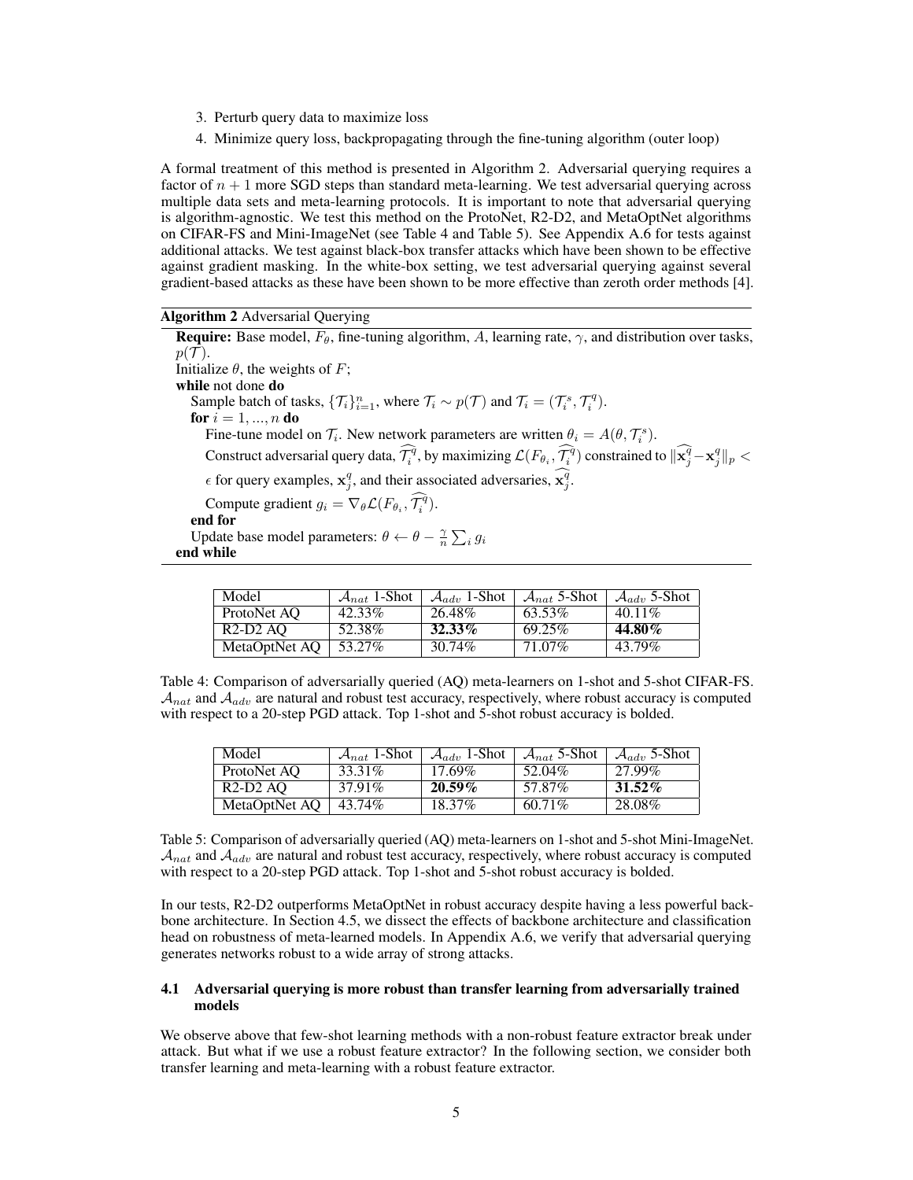3. Perturb query data to maximize loss
4. Minimize query loss, backpropagating through the fine-tuning algorithm (outer loop)

A formal treatment of this method is presented in Algorithm 2. Adversarial querying requires a factor of $n + 1$ more SGD steps than standard meta-learning. We test adversarial querying across multiple data sets and meta-learning protocols. It is important to note that adversarial querying is algorithm-agnostic. We test this method on the ProtoNet, R2-D2, and MetaOptNet algorithms on CIFAR-FS and Mini-ImageNet (see Table 4 and Table 5). See Appendix A.6 for tests against additional attacks. We test against black-box transfer attacks which have been shown to be effective against gradient masking. In the white-box setting, we test adversarial querying against several gradient-based attacks as these have been shown to be more effective than zeroth order methods [4].

**Algorithm 2** Adversarial Querying

**Require:** Base model, $F_\theta$, fine-tuning algorithm, $A$, learning rate, $\gamma$, and distribution over tasks, $p(\mathcal{T})$.
Initialize $\theta$, the weights of $F$;
**while** not done **do**
  Sample batch of tasks, $\{\mathcal{T}_i\}_{i=1}^n$, where $\mathcal{T}_i \sim p(\mathcal{T})$ and $\mathcal{T}_i = (\mathcal{T}_i^s, \mathcal{T}_i^q)$.
  **for** $i = 1, ..., n$ **do**
    Fine-tune model on $\mathcal{T}_i$. New network parameters are written $\theta_i = A(\theta, \mathcal{T}_i^s)$.
    Construct adversarial query data, $\widehat{\mathcal{T}_i^q}$, by maximizing $\mathcal{L}(F_{\theta_i}, \widehat{\mathcal{T}_i^q})$ constrained to $\|\widehat{\mathbf{x}_j^q} - \mathbf{x}_j^q\|_p < \epsilon$ for query examples, $\mathbf{x}_j^q$, and their associated adversaries, $\widehat{\mathbf{x}_j^q}$.
    Compute gradient $g_i = \nabla_\theta \mathcal{L}(F_{\theta_i}, \widehat{\mathcal{T}_i^q})$.
  **end for**
  Update base model parameters: $\theta \leftarrow \theta - \frac{\gamma}{n} \sum_i g_i$
**end while**

| Model | $\mathcal{A}_{nat}$ 1-Shot | $\mathcal{A}_{adv}$ 1-Shot | $\mathcal{A}_{nat}$ 5-Shot | $\mathcal{A}_{adv}$ 5-Shot |
|---|---|---|---|---|
| ProtoNet AQ | 42.33% | 26.48% | 63.53% | 40.11% |
| R2-D2 AQ | 52.38% | **32.33%** | 69.25% | **44.80%** |
| MetaOptNet AQ | 53.27% | 30.74% | 71.07% | 43.79% |

Table 4: Comparison of adversarially queried (AQ) meta-learners on 1-shot and 5-shot CIFAR-FS. $\mathcal{A}_{nat}$ and $\mathcal{A}_{adv}$ are natural and robust test accuracy, respectively, where robust accuracy is computed with respect to a 20-step PGD attack. Top 1-shot and 5-shot robust accuracy is bolded.

| Model | $\mathcal{A}_{nat}$ 1-Shot | $\mathcal{A}_{adv}$ 1-Shot | $\mathcal{A}_{nat}$ 5-Shot | $\mathcal{A}_{adv}$ 5-Shot |
|---|---|---|---|---|
| ProtoNet AQ | 33.31% | 17.69% | 52.04% | 27.99% |
| R2-D2 AQ | 37.91% | **20.59%** | 57.87% | **31.52%** |
| MetaOptNet AQ | 43.74% | 18.37% | 60.71% | 28.08% |

Table 5: Comparison of adversarially queried (AQ) meta-learners on 1-shot and 5-shot Mini-ImageNet. $\mathcal{A}_{nat}$ and $\mathcal{A}_{adv}$ are natural and robust test accuracy, respectively, where robust accuracy is computed with respect to a 20-step PGD attack. Top 1-shot and 5-shot robust accuracy is bolded.

In our tests, R2-D2 outperforms MetaOptNet in robust accuracy despite having a less powerful backbone architecture. In Section 4.5, we dissect the effects of backbone architecture and classification head on robustness of meta-learned models. In Appendix A.6, we verify that adversarial querying generates networks robust to a wide array of strong attacks.

### 4.1 Adversarial querying is more robust than transfer learning from adversarially trained models

We observe above that few-shot learning methods with a non-robust feature extractor break under attack. But what if we use a robust feature extractor? In the following section, we consider both transfer learning and meta-learning with a robust feature extractor.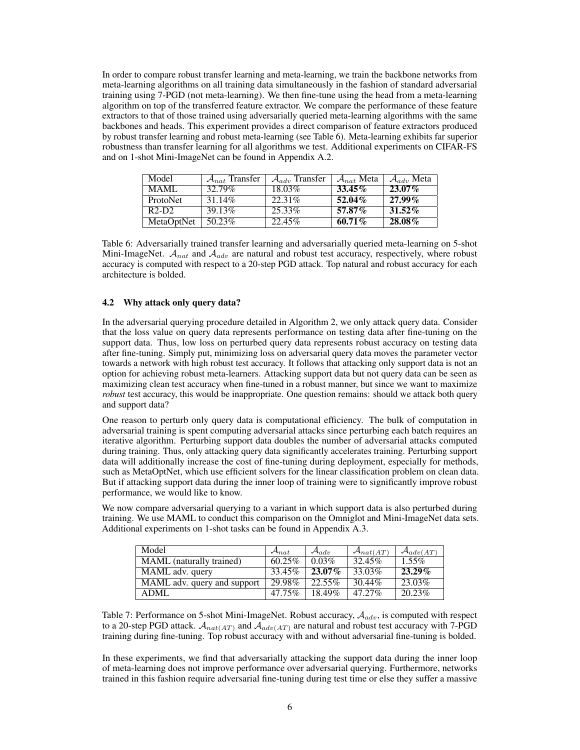In order to compare robust transfer learning and meta-learning, we train the backbone networks from meta-learning algorithms on all training data simultaneously in the fashion of standard adversarial training using 7-PGD (not meta-learning). We then fine-tune using the head from a meta-learning algorithm on top of the transferred feature extractor. We compare the performance of these feature extractors to that of those trained using adversarially queried meta-learning algorithms with the same backbones and heads. This experiment provides a direct comparison of feature extractors produced by robust transfer learning and robust meta-learning (see Table 6). Meta-learning exhibits far superior robustness than transfer learning for all algorithms we test. Additional experiments on CIFAR-FS and on 1-shot Mini-ImageNet can be found in Appendix A.2.

| Model | $\mathcal{A}_{nat}$ Transfer | $\mathcal{A}_{adv}$ Transfer | $\mathcal{A}_{nat}$ Meta | $\mathcal{A}_{adv}$ Meta |
|---|---|---|---|---|
| MAML | 32.79% | 18.03% | **33.45%** | **23.07%** |
| ProtoNet | 31.14% | 22.31% | **52.04%** | **27.99%** |
| R2-D2 | 39.13% | 25.33% | **57.87%** | **31.52%** |
| MetaOptNet | 50.23% | 22.45% | **60.71%** | **28.08%** |

Table 6: Adversarially trained transfer learning and adversarially queried meta-learning on 5-shot Mini-ImageNet. $\mathcal{A}_{nat}$ and $\mathcal{A}_{adv}$ are natural and robust test accuracy, respectively, where robust accuracy is computed with respect to a 20-step PGD attack. Top natural and robust accuracy for each architecture is bolded.

### 4.2 Why attack only query data?

In the adversarial querying procedure detailed in Algorithm 2, we only attack query data. Consider that the loss value on query data represents performance on testing data after fine-tuning on the support data. Thus, low loss on perturbed query data represents robust accuracy on testing data after fine-tuning. Simply put, minimizing loss on adversarial query data moves the parameter vector towards a network with high robust test accuracy. It follows that attacking only support data is not an option for achieving robust meta-learners. Attacking support data but not query data can be seen as maximizing clean test accuracy when fine-tuned in a robust manner, but since we want to maximize *robust* test accuracy, this would be inappropriate. One question remains: should we attack both query and support data?

One reason to perturb only query data is computational efficiency. The bulk of computation in adversarial training is spent computing adversarial attacks since perturbing each batch requires an iterative algorithm. Perturbing support data doubles the number of adversarial attacks computed during training. Thus, only attacking query data significantly accelerates training. Perturbing support data will additionally increase the cost of fine-tuning during deployment, especially for methods, such as MetaOptNet, which use efficient solvers for the linear classification problem on clean data. But if attacking support data during the inner loop of training were to significantly improve robust performance, we would like to know.

We now compare adversarial querying to a variant in which support data is also perturbed during training. We use MAML to conduct this comparison on the Omniglot and Mini-ImageNet data sets. Additional experiments on 1-shot tasks can be found in Appendix A.3.

| Model | $\mathcal{A}_{nat}$ | $\mathcal{A}_{adv}$ | $\mathcal{A}_{nat(AT)}$ | $\mathcal{A}_{adv(AT)}$ |
|---|---|---|---|---|
| MAML (naturally trained) | 60.25% | 0.03% | 32.45% | 1.55% |
| MAML adv. query | 33.45% | **23.07%** | 33.03% | **23.29%** |
| MAML adv. query and support | 29.98% | 22.55% | 30.44% | 23.03% |
| ADML | 47.75% | 18.49% | 47.27% | 20.23% |

Table 7: Performance on 5-shot Mini-ImageNet. Robust accuracy, $\mathcal{A}_{adv}$, is computed with respect to a 20-step PGD attack. $\mathcal{A}_{nat(AT)}$ and $\mathcal{A}_{adv(AT)}$ are natural and robust test accuracy with 7-PGD training during fine-tuning. Top robust accuracy with and without adversarial fine-tuning is bolded.

In these experiments, we find that adversarially attacking the support data during the inner loop of meta-learning does not improve performance over adversarial querying. Furthermore, networks trained in this fashion require adversarial fine-tuning during test time or else they suffer a massive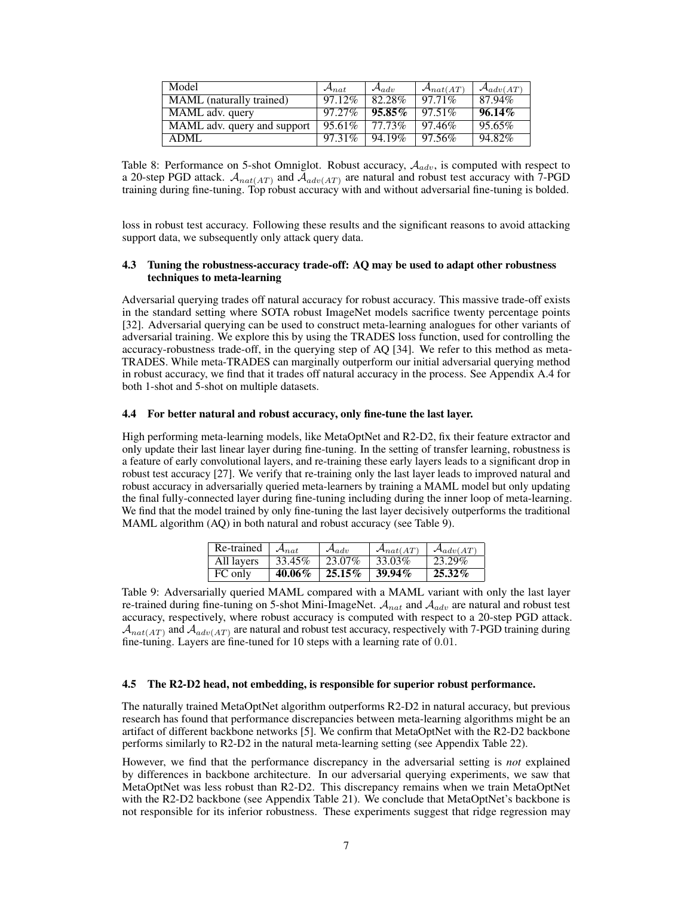| Model | $\mathcal{A}_{nat}$ | $\mathcal{A}_{adv}$ | $\mathcal{A}_{nat(AT)}$ | $\mathcal{A}_{adv(AT)}$ |
|---|---|---|---|---|
| MAML (naturally trained) | 97.12% | 82.28% | 97.71% | 87.94% |
| MAML adv. query | 97.27% | **95.85%** | 97.51% | **96.14%** |
| MAML adv. query and support | 95.61% | 77.73% | 97.46% | 95.65% |
| ADML | 97.31% | 94.19% | 97.56% | 94.82% |

Table 8: Performance on 5-shot Omniglot. Robust accuracy, $\mathcal{A}_{adv}$, is computed with respect to a 20-step PGD attack. $\mathcal{A}_{nat(AT)}$ and $\mathcal{A}_{adv(AT)}$ are natural and robust test accuracy with 7-PGD training during fine-tuning. Top robust accuracy with and without adversarial fine-tuning is bolded.

loss in robust test accuracy. Following these results and the significant reasons to avoid attacking support data, we subsequently only attack query data.

### 4.3 Tuning the robustness-accuracy trade-off: AQ may be used to adapt other robustness techniques to meta-learning

Adversarial querying trades off natural accuracy for robust accuracy. This massive trade-off exists in the standard setting where SOTA robust ImageNet models sacrifice twenty percentage points [32]. Adversarial querying can be used to construct meta-learning analogues for other variants of adversarial training. We explore this by using the TRADES loss function, used for controlling the accuracy-robustness trade-off, in the querying step of AQ [34]. We refer to this method as meta-TRADES. While meta-TRADES can marginally outperform our initial adversarial querying method in robust accuracy, we find that it trades off natural accuracy in the process. See Appendix A.4 for both 1-shot and 5-shot on multiple datasets.

### 4.4 For better natural and robust accuracy, only fine-tune the last layer.

High performing meta-learning models, like MetaOptNet and R2-D2, fix their feature extractor and only update their last linear layer during fine-tuning. In the setting of transfer learning, robustness is a feature of early convolutional layers, and re-training these early layers leads to a significant drop in robust test accuracy [27]. We verify that re-training only the last layer leads to improved natural and robust accuracy in adversarially queried meta-learners by training a MAML model but only updating the final fully-connected layer during fine-tuning including during the inner loop of meta-learning. We find that the model trained by only fine-tuning the last layer decisively outperforms the traditional MAML algorithm (AQ) in both natural and robust accuracy (see Table 9).

| Re-trained | $\mathcal{A}_{nat}$ | $\mathcal{A}_{adv}$ | $\mathcal{A}_{nat(AT)}$ | $\mathcal{A}_{adv(AT)}$ |
|---|---|---|---|---|
| All layers | 33.45% | 23.07% | 33.03% | 23.29% |
| FC only | **40.06%** | **25.15%** | **39.94%** | **25.32%** |

Table 9: Adversarially queried MAML compared with a MAML variant with only the last layer re-trained during fine-tuning on 5-shot Mini-ImageNet. $\mathcal{A}_{nat}$ and $\mathcal{A}_{adv}$ are natural and robust test accuracy, respectively, where robust accuracy is computed with respect to a 20-step PGD attack. $\mathcal{A}_{nat(AT)}$ and $\mathcal{A}_{adv(AT)}$ are natural and robust test accuracy, respectively with 7-PGD training during fine-tuning. Layers are fine-tuned for 10 steps with a learning rate of 0.01.

### 4.5 The R2-D2 head, not embedding, is responsible for superior robust performance.

The naturally trained MetaOptNet algorithm outperforms R2-D2 in natural accuracy, but previous research has found that performance discrepancies between meta-learning algorithms might be an artifact of different backbone networks [5]. We confirm that MetaOptNet with the R2-D2 backbone performs similarly to R2-D2 in the natural meta-learning setting (see Appendix Table 22).

However, we find that the performance discrepancy in the adversarial setting is *not* explained by differences in backbone architecture. In our adversarial querying experiments, we saw that MetaOptNet was less robust than R2-D2. This discrepancy remains when we train MetaOptNet with the R2-D2 backbone (see Appendix Table 21). We conclude that MetaOptNet's backbone is not responsible for its inferior robustness. These experiments suggest that ridge regression may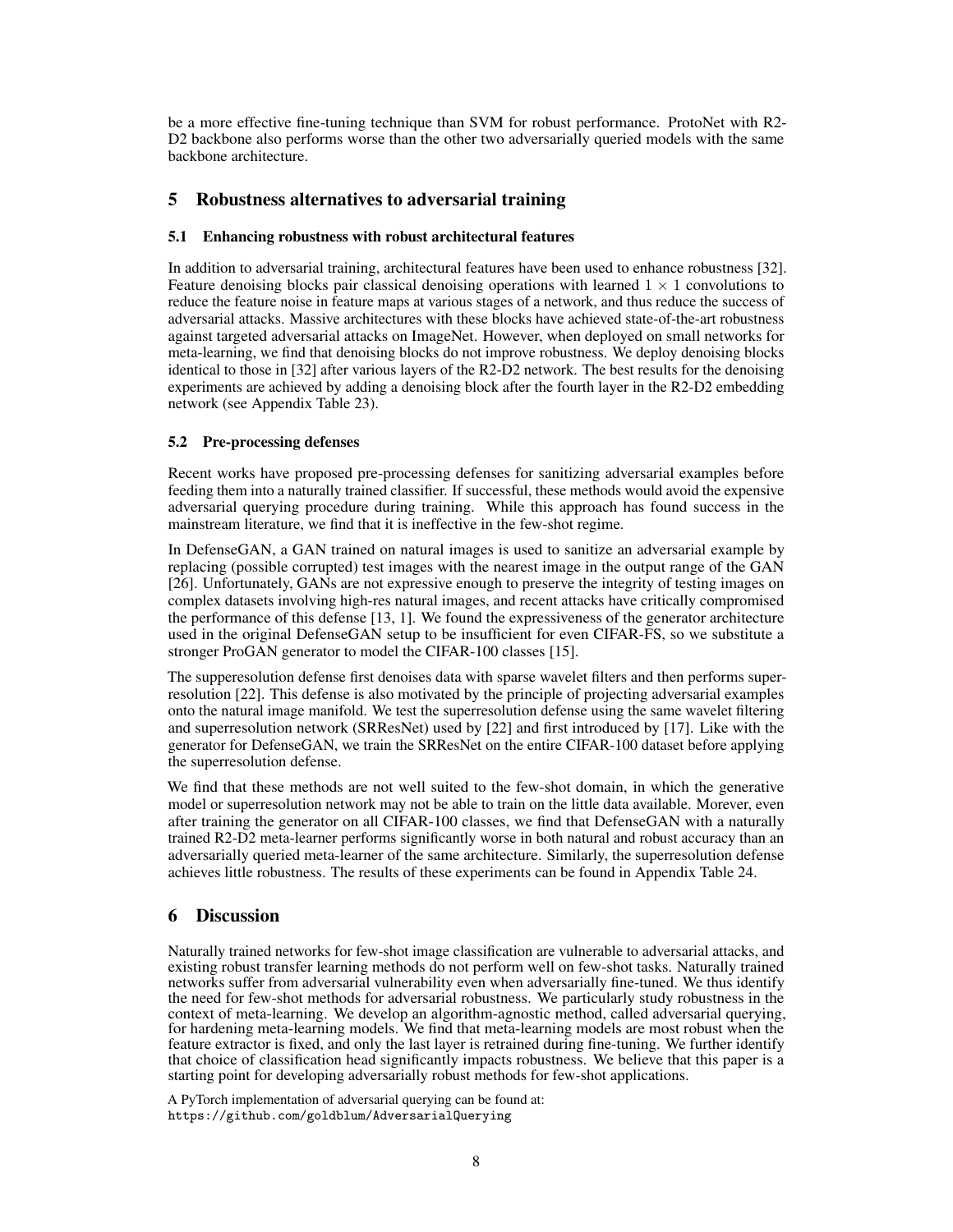be a more effective fine-tuning technique than SVM for robust performance. ProtoNet with R2-D2 backbone also performs worse than the other two adversarially queried models with the same backbone architecture.

## 5 Robustness alternatives to adversarial training

### 5.1 Enhancing robustness with robust architectural features

In addition to adversarial training, architectural features have been used to enhance robustness [32]. Feature denoising blocks pair classical denoising operations with learned $1 \times 1$ convolutions to reduce the feature noise in feature maps at various stages of a network, and thus reduce the success of adversarial attacks. Massive architectures with these blocks have achieved state-of-the-art robustness against targeted adversarial attacks on ImageNet. However, when deployed on small networks for meta-learning, we find that denoising blocks do not improve robustness. We deploy denoising blocks identical to those in [32] after various layers of the R2-D2 network. The best results for the denoising experiments are achieved by adding a denoising block after the fourth layer in the R2-D2 embedding network (see Appendix Table 23).

### 5.2 Pre-processing defenses

Recent works have proposed pre-processing defenses for sanitizing adversarial examples before feeding them into a naturally trained classifier. If successful, these methods would avoid the expensive adversarial querying procedure during training. While this approach has found success in the mainstream literature, we find that it is ineffective in the few-shot regime.

In DefenseGAN, a GAN trained on natural images is used to sanitize an adversarial example by replacing (possible corrupted) test images with the nearest image in the output range of the GAN [26]. Unfortunately, GANs are not expressive enough to preserve the integrity of testing images on complex datasets involving high-res natural images, and recent attacks have critically compromised the performance of this defense [13, 1]. We found the expressiveness of the generator architecture used in the original DefenseGAN setup to be insufficient for even CIFAR-FS, so we substitute a stronger ProGAN generator to model the CIFAR-100 classes [15].

The supperesolution defense first denoises data with sparse wavelet filters and then performs superresolution [22]. This defense is also motivated by the principle of projecting adversarial examples onto the natural image manifold. We test the superresolution defense using the same wavelet filtering and superresolution network (SRResNet) used by [22] and first introduced by [17]. Like with the generator for DefenseGAN, we train the SRResNet on the entire CIFAR-100 dataset before applying the superresolution defense.

We find that these methods are not well suited to the few-shot domain, in which the generative model or superresolution network may not be able to train on the little data available. Morever, even after training the generator on all CIFAR-100 classes, we find that DefenseGAN with a naturally trained R2-D2 meta-learner performs significantly worse in both natural and robust accuracy than an adversarially queried meta-learner of the same architecture. Similarly, the superresolution defense achieves little robustness. The results of these experiments can be found in Appendix Table 24.

## 6 Discussion

Naturally trained networks for few-shot image classification are vulnerable to adversarial attacks, and existing robust transfer learning methods do not perform well on few-shot tasks. Naturally trained networks suffer from adversarial vulnerability even when adversarially fine-tuned. We thus identify the need for few-shot methods for adversarial robustness. We particularly study robustness in the context of meta-learning. We develop an algorithm-agnostic method, called adversarial querying, for hardening meta-learning models. We find that meta-learning models are most robust when the feature extractor is fixed, and only the last layer is retrained during fine-tuning. We further identify that choice of classification head significantly impacts robustness. We believe that this paper is a starting point for developing adversarially robust methods for few-shot applications.

A PyTorch implementation of adversarial querying can be found at:
`https://github.com/goldblum/AdversarialQuerying`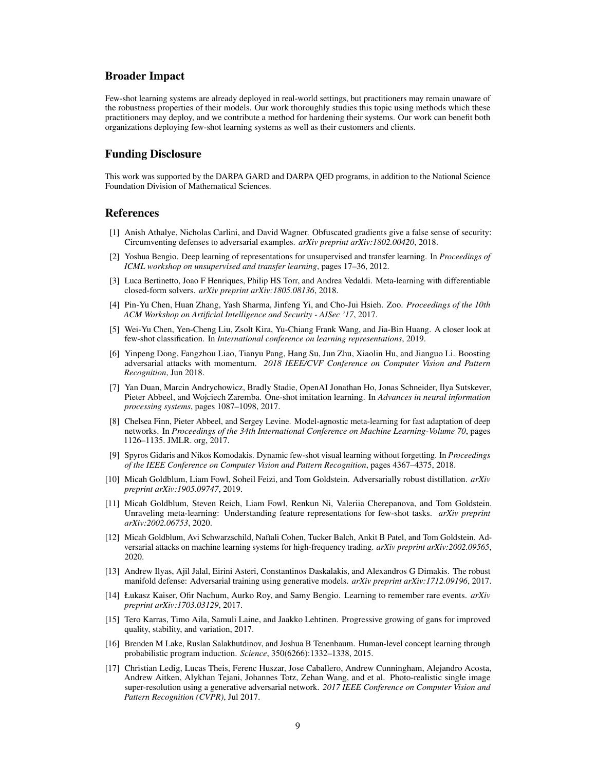## Broader Impact

Few-shot learning systems are already deployed in real-world settings, but practitioners may remain unaware of the robustness properties of their models. Our work thoroughly studies this topic using methods which these practitioners may deploy, and we contribute a method for hardening their systems. Our work can benefit both organizations deploying few-shot learning systems as well as their customers and clients.

## Funding Disclosure

This work was supported by the DARPA GARD and DARPA QED programs, in addition to the National Science Foundation Division of Mathematical Sciences.

## References

[1] Anish Athalye, Nicholas Carlini, and David Wagner. Obfuscated gradients give a false sense of security: Circumventing defenses to adversarial examples. *arXiv preprint arXiv:1802.00420*, 2018.

[2] Yoshua Bengio. Deep learning of representations for unsupervised and transfer learning. In *Proceedings of ICML workshop on unsupervised and transfer learning*, pages 17–36, 2012.

[3] Luca Bertinetto, Joao F Henriques, Philip HS Torr, and Andrea Vedaldi. Meta-learning with differentiable closed-form solvers. *arXiv preprint arXiv:1805.08136*, 2018.

[4] Pin-Yu Chen, Huan Zhang, Yash Sharma, Jinfeng Yi, and Cho-Jui Hsieh. Zoo. *Proceedings of the 10th ACM Workshop on Artificial Intelligence and Security - AISec '17*, 2017.

[5] Wei-Yu Chen, Yen-Cheng Liu, Zsolt Kira, Yu-Chiang Frank Wang, and Jia-Bin Huang. A closer look at few-shot classification. In *International conference on learning representations*, 2019.

[6] Yinpeng Dong, Fangzhou Liao, Tianyu Pang, Hang Su, Jun Zhu, Xiaolin Hu, and Jianguo Li. Boosting adversarial attacks with momentum. *2018 IEEE/CVF Conference on Computer Vision and Pattern Recognition*, Jun 2018.

[7] Yan Duan, Marcin Andrychowicz, Bradly Stadie, OpenAI Jonathan Ho, Jonas Schneider, Ilya Sutskever, Pieter Abbeel, and Wojciech Zaremba. One-shot imitation learning. In *Advances in neural information processing systems*, pages 1087–1098, 2017.

[8] Chelsea Finn, Pieter Abbeel, and Sergey Levine. Model-agnostic meta-learning for fast adaptation of deep networks. In *Proceedings of the 34th International Conference on Machine Learning-Volume 70*, pages 1126–1135. JMLR. org, 2017.

[9] Spyros Gidaris and Nikos Komodakis. Dynamic few-shot visual learning without forgetting. In *Proceedings of the IEEE Conference on Computer Vision and Pattern Recognition*, pages 4367–4375, 2018.

[10] Micah Goldblum, Liam Fowl, Soheil Feizi, and Tom Goldstein. Adversarially robust distillation. *arXiv preprint arXiv:1905.09747*, 2019.

[11] Micah Goldblum, Steven Reich, Liam Fowl, Renkun Ni, Valeriia Cherepanova, and Tom Goldstein. Unraveling meta-learning: Understanding feature representations for few-shot tasks. *arXiv preprint arXiv:2002.06753*, 2020.

[12] Micah Goldblum, Avi Schwarzschild, Naftali Cohen, Tucker Balch, Ankit B Patel, and Tom Goldstein. Adversarial attacks on machine learning systems for high-frequency trading. *arXiv preprint arXiv:2002.09565*, 2020.

[13] Andrew Ilyas, Ajil Jalal, Eirini Asteri, Constantinos Daskalakis, and Alexandros G Dimakis. The robust manifold defense: Adversarial training using generative models. *arXiv preprint arXiv:1712.09196*, 2017.

[14] Łukasz Kaiser, Ofir Nachum, Aurko Roy, and Samy Bengio. Learning to remember rare events. *arXiv preprint arXiv:1703.03129*, 2017.

[15] Tero Karras, Timo Aila, Samuli Laine, and Jaakko Lehtinen. Progressive growing of gans for improved quality, stability, and variation, 2017.

[16] Brenden M Lake, Ruslan Salakhutdinov, and Joshua B Tenenbaum. Human-level concept learning through probabilistic program induction. *Science*, 350(6266):1332–1338, 2015.

[17] Christian Ledig, Lucas Theis, Ferenc Huszar, Jose Caballero, Andrew Cunningham, Alejandro Acosta, Andrew Aitken, Alykhan Tejani, Johannes Totz, Zehan Wang, and et al. Photo-realistic single image super-resolution using a generative adversarial network. *2017 IEEE Conference on Computer Vision and Pattern Recognition (CVPR)*, Jul 2017.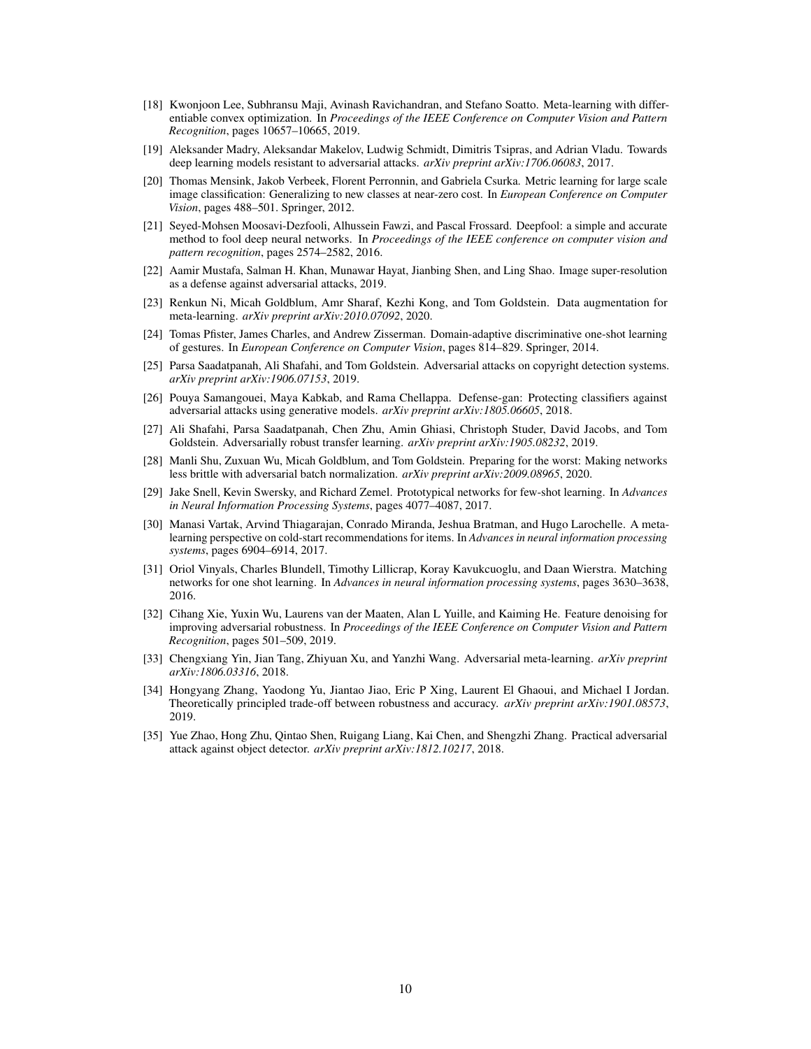[18] Kwonjoon Lee, Subhransu Maji, Avinash Ravichandran, and Stefano Soatto. Meta-learning with differentiable convex optimization. In *Proceedings of the IEEE Conference on Computer Vision and Pattern Recognition*, pages 10657–10665, 2019.

[19] Aleksander Madry, Aleksandar Makelov, Ludwig Schmidt, Dimitris Tsipras, and Adrian Vladu. Towards deep learning models resistant to adversarial attacks. *arXiv preprint arXiv:1706.06083*, 2017.

[20] Thomas Mensink, Jakob Verbeek, Florent Perronnin, and Gabriela Csurka. Metric learning for large scale image classification: Generalizing to new classes at near-zero cost. In *European Conference on Computer Vision*, pages 488–501. Springer, 2012.

[21] Seyed-Mohsen Moosavi-Dezfooli, Alhussein Fawzi, and Pascal Frossard. Deepfool: a simple and accurate method to fool deep neural networks. In *Proceedings of the IEEE conference on computer vision and pattern recognition*, pages 2574–2582, 2016.

[22] Aamir Mustafa, Salman H. Khan, Munawar Hayat, Jianbing Shen, and Ling Shao. Image super-resolution as a defense against adversarial attacks, 2019.

[23] Renkun Ni, Micah Goldblum, Amr Sharaf, Kezhi Kong, and Tom Goldstein. Data augmentation for meta-learning. *arXiv preprint arXiv:2010.07092*, 2020.

[24] Tomas Pfister, James Charles, and Andrew Zisserman. Domain-adaptive discriminative one-shot learning of gestures. In *European Conference on Computer Vision*, pages 814–829. Springer, 2014.

[25] Parsa Saadatpanah, Ali Shafahi, and Tom Goldstein. Adversarial attacks on copyright detection systems. *arXiv preprint arXiv:1906.07153*, 2019.

[26] Pouya Samangouei, Maya Kabkab, and Rama Chellappa. Defense-gan: Protecting classifiers against adversarial attacks using generative models. *arXiv preprint arXiv:1805.06605*, 2018.

[27] Ali Shafahi, Parsa Saadatpanah, Chen Zhu, Amin Ghiasi, Christoph Studer, David Jacobs, and Tom Goldstein. Adversarially robust transfer learning. *arXiv preprint arXiv:1905.08232*, 2019.

[28] Manli Shu, Zuxuan Wu, Micah Goldblum, and Tom Goldstein. Preparing for the worst: Making networks less brittle with adversarial batch normalization. *arXiv preprint arXiv:2009.08965*, 2020.

[29] Jake Snell, Kevin Swersky, and Richard Zemel. Prototypical networks for few-shot learning. In *Advances in Neural Information Processing Systems*, pages 4077–4087, 2017.

[30] Manasi Vartak, Arvind Thiagarajan, Conrado Miranda, Jeshua Bratman, and Hugo Larochelle. A meta-learning perspective on cold-start recommendations for items. In *Advances in neural information processing systems*, pages 6904–6914, 2017.

[31] Oriol Vinyals, Charles Blundell, Timothy Lillicrap, Koray Kavukcuoglu, and Daan Wierstra. Matching networks for one shot learning. In *Advances in neural information processing systems*, pages 3630–3638, 2016.

[32] Cihang Xie, Yuxin Wu, Laurens van der Maaten, Alan L Yuille, and Kaiming He. Feature denoising for improving adversarial robustness. In *Proceedings of the IEEE Conference on Computer Vision and Pattern Recognition*, pages 501–509, 2019.

[33] Chengxiang Yin, Jian Tang, Zhiyuan Xu, and Yanzhi Wang. Adversarial meta-learning. *arXiv preprint arXiv:1806.03316*, 2018.

[34] Hongyang Zhang, Yaodong Yu, Jiantao Jiao, Eric P Xing, Laurent El Ghaoui, and Michael I Jordan. Theoretically principled trade-off between robustness and accuracy. *arXiv preprint arXiv:1901.08573*, 2019.

[35] Yue Zhao, Hong Zhu, Qintao Shen, Ruigang Liang, Kai Chen, and Shengzhi Zhang. Practical adversarial attack against object detector. *arXiv preprint arXiv:1812.10217*, 2018.